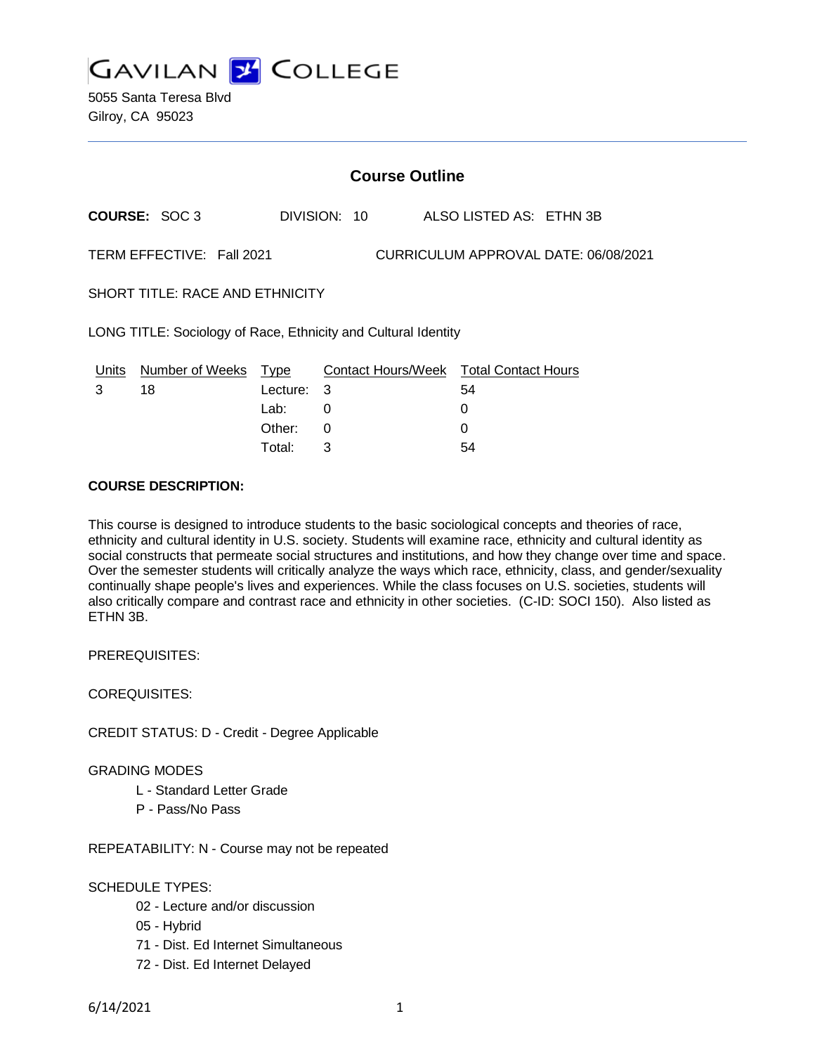# GAVILAN COLLEGE

5055 Santa Teresa Blvd
Gilroy, CA 95023

## Course Outline

**COURSE:** SOC 3 DIVISION: 10 ALSO LISTED AS: ETHN 3B

TERM EFFECTIVE: Fall 2021 CURRICULUM APPROVAL DATE: 06/08/2021

SHORT TITLE: RACE AND ETHNICITY

LONG TITLE: Sociology of Race, Ethnicity and Cultural Identity

| Units | Number of Weeks | Type | Contact Hours/Week | Total Contact Hours |
|---|---|---|---|---|
| 3 | 18 | Lecture: | 3 | 54 |
| | | Lab: | 0 | 0 |
| | | Other: | 0 | 0 |
| | | Total: | 3 | 54 |

**COURSE DESCRIPTION:**

This course is designed to introduce students to the basic sociological concepts and theories of race, ethnicity and cultural identity in U.S. society. Students will examine race, ethnicity and cultural identity as social constructs that permeate social structures and institutions, and how they change over time and space. Over the semester students will critically analyze the ways which race, ethnicity, class, and gender/sexuality continually shape people's lives and experiences. While the class focuses on U.S. societies, students will also critically compare and contrast race and ethnicity in other societies. (C-ID: SOCI 150). Also listed as ETHN 3B.

PREREQUISITES:

COREQUISITES:

CREDIT STATUS: D - Credit - Degree Applicable

GRADING MODES

- L - Standard Letter Grade
- P - Pass/No Pass

REPEATABILITY: N - Course may not be repeated

SCHEDULE TYPES:

- 02 - Lecture and/or discussion
- 05 - Hybrid
- 71 - Dist. Ed Internet Simultaneous
- 72 - Dist. Ed Internet Delayed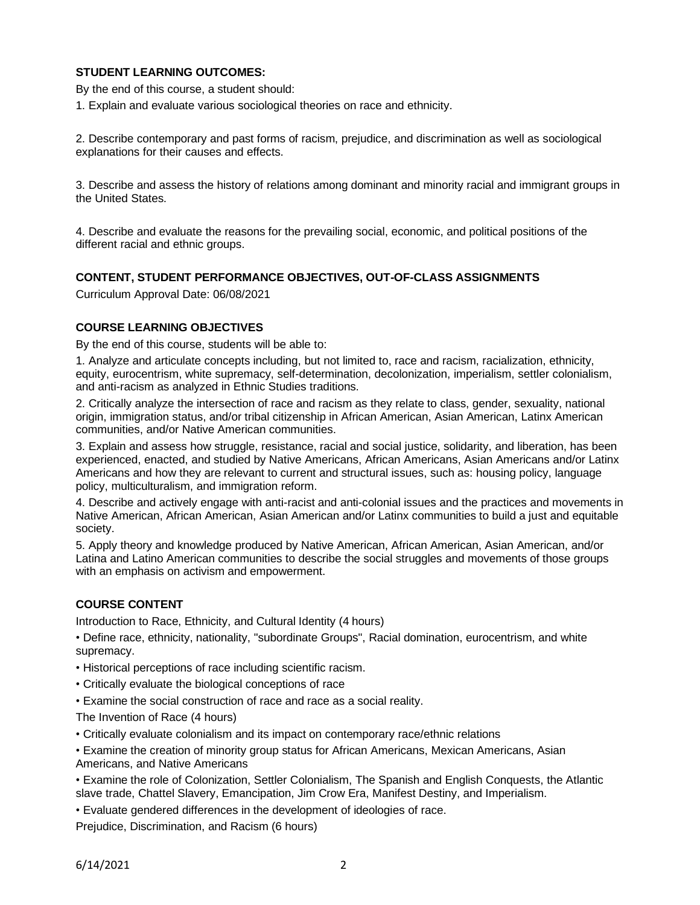### STUDENT LEARNING OUTCOMES:

By the end of this course, a student should:

1. Explain and evaluate various sociological theories on race and ethnicity.

2. Describe contemporary and past forms of racism, prejudice, and discrimination as well as sociological explanations for their causes and effects.

3. Describe and assess the history of relations among dominant and minority racial and immigrant groups in the United States.

4. Describe and evaluate the reasons for the prevailing social, economic, and political positions of the different racial and ethnic groups.

### CONTENT, STUDENT PERFORMANCE OBJECTIVES, OUT-OF-CLASS ASSIGNMENTS

Curriculum Approval Date: 06/08/2021

### COURSE LEARNING OBJECTIVES

By the end of this course, students will be able to:

1. Analyze and articulate concepts including, but not limited to, race and racism, racialization, ethnicity, equity, eurocentrism, white supremacy, self-determination, decolonization, imperialism, settler colonialism, and anti-racism as analyzed in Ethnic Studies traditions.
2. Critically analyze the intersection of race and racism as they relate to class, gender, sexuality, national origin, immigration status, and/or tribal citizenship in African American, Asian American, Latinx American communities, and/or Native American communities.
3. Explain and assess how struggle, resistance, racial and social justice, solidarity, and liberation, has been experienced, enacted, and studied by Native Americans, African Americans, Asian Americans and/or Latinx Americans and how they are relevant to current and structural issues, such as: housing policy, language policy, multiculturalism, and immigration reform.
4. Describe and actively engage with anti-racist and anti-colonial issues and the practices and movements in Native American, African American, Asian American and/or Latinx communities to build a just and equitable society.
5. Apply theory and knowledge produced by Native American, African American, Asian American, and/or Latina and Latino American communities to describe the social struggles and movements of those groups with an emphasis on activism and empowerment.

### COURSE CONTENT

Introduction to Race, Ethnicity, and Cultural Identity (4 hours)

- Define race, ethnicity, nationality, "subordinate Groups", Racial domination, eurocentrism, and white supremacy.
- Historical perceptions of race including scientific racism.
- Critically evaluate the biological conceptions of race
- Examine the social construction of race and race as a social reality.

The Invention of Race (4 hours)

- Critically evaluate colonialism and its impact on contemporary race/ethnic relations
- Examine the creation of minority group status for African Americans, Mexican Americans, Asian Americans, and Native Americans
- Examine the role of Colonization, Settler Colonialism, The Spanish and English Conquests, the Atlantic slave trade, Chattel Slavery, Emancipation, Jim Crow Era, Manifest Destiny, and Imperialism.
- Evaluate gendered differences in the development of ideologies of race.

Prejudice, Discrimination, and Racism (6 hours)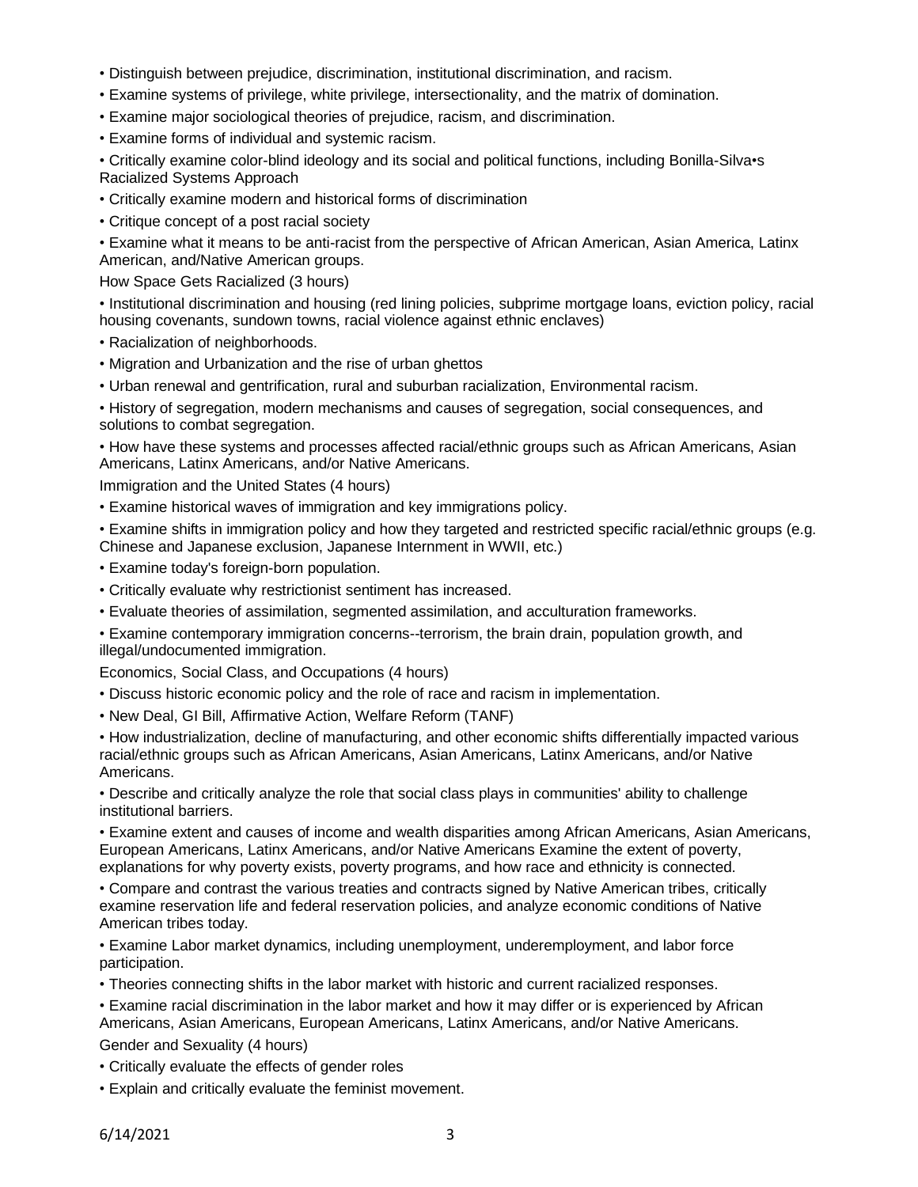- Distinguish between prejudice, discrimination, institutional discrimination, and racism.
- Examine systems of privilege, white privilege, intersectionality, and the matrix of domination.
- Examine major sociological theories of prejudice, racism, and discrimination.
- Examine forms of individual and systemic racism.
- Critically examine color-blind ideology and its social and political functions, including Bonilla-Silva•s Racialized Systems Approach
- Critically examine modern and historical forms of discrimination
- Critique concept of a post racial society
- Examine what it means to be anti-racist from the perspective of African American, Asian America, Latinx American, and/Native American groups.

How Space Gets Racialized (3 hours)

- Institutional discrimination and housing (red lining policies, subprime mortgage loans, eviction policy, racial housing covenants, sundown towns, racial violence against ethnic enclaves)
- Racialization of neighborhoods.
- Migration and Urbanization and the rise of urban ghettos
- Urban renewal and gentrification, rural and suburban racialization, Environmental racism.
- History of segregation, modern mechanisms and causes of segregation, social consequences, and solutions to combat segregation.
- How have these systems and processes affected racial/ethnic groups such as African Americans, Asian Americans, Latinx Americans, and/or Native Americans.

Immigration and the United States (4 hours)

- Examine historical waves of immigration and key immigrations policy.
- Examine shifts in immigration policy and how they targeted and restricted specific racial/ethnic groups (e.g. Chinese and Japanese exclusion, Japanese Internment in WWII, etc.)
- Examine today's foreign-born population.
- Critically evaluate why restrictionist sentiment has increased.
- Evaluate theories of assimilation, segmented assimilation, and acculturation frameworks.
- Examine contemporary immigration concerns--terrorism, the brain drain, population growth, and illegal/undocumented immigration.

Economics, Social Class, and Occupations (4 hours)

- Discuss historic economic policy and the role of race and racism in implementation.
- New Deal, GI Bill, Affirmative Action, Welfare Reform (TANF)
- How industrialization, decline of manufacturing, and other economic shifts differentially impacted various racial/ethnic groups such as African Americans, Asian Americans, Latinx Americans, and/or Native Americans.
- Describe and critically analyze the role that social class plays in communities' ability to challenge institutional barriers.
- Examine extent and causes of income and wealth disparities among African Americans, Asian Americans, European Americans, Latinx Americans, and/or Native Americans Examine the extent of poverty, explanations for why poverty exists, poverty programs, and how race and ethnicity is connected.
- Compare and contrast the various treaties and contracts signed by Native American tribes, critically examine reservation life and federal reservation policies, and analyze economic conditions of Native American tribes today.
- Examine Labor market dynamics, including unemployment, underemployment, and labor force participation.
- Theories connecting shifts in the labor market with historic and current racialized responses.
- Examine racial discrimination in the labor market and how it may differ or is experienced by African Americans, Asian Americans, European Americans, Latinx Americans, and/or Native Americans.

Gender and Sexuality (4 hours)

- Critically evaluate the effects of gender roles
- Explain and critically evaluate the feminist movement.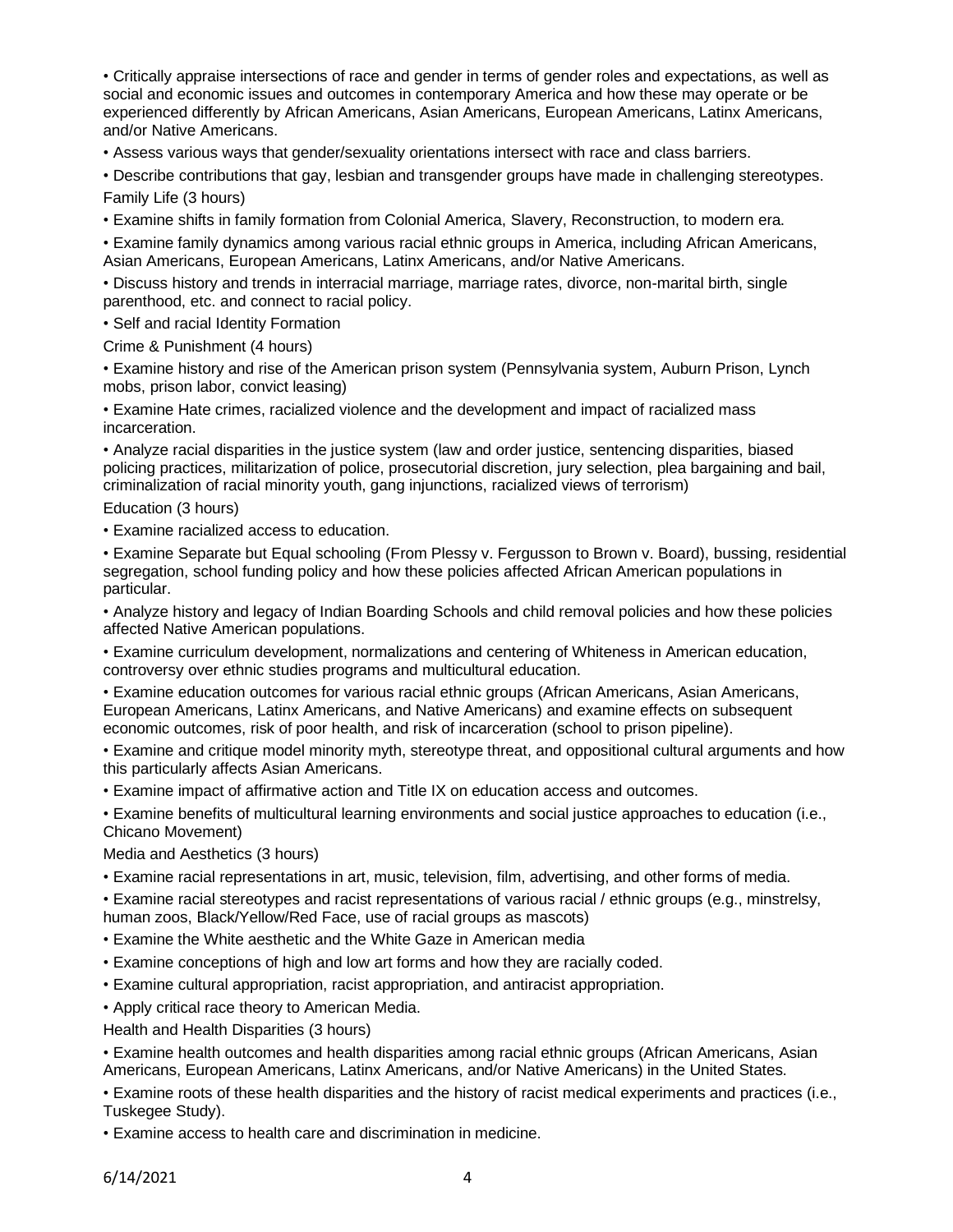- Critically appraise intersections of race and gender in terms of gender roles and expectations, as well as social and economic issues and outcomes in contemporary America and how these may operate or be experienced differently by African Americans, Asian Americans, European Americans, Latinx Americans, and/or Native Americans.
- Assess various ways that gender/sexuality orientations intersect with race and class barriers.
- Describe contributions that gay, lesbian and transgender groups have made in challenging stereotypes.

Family Life (3 hours)

- Examine shifts in family formation from Colonial America, Slavery, Reconstruction, to modern era.
- Examine family dynamics among various racial ethnic groups in America, including African Americans, Asian Americans, European Americans, Latinx Americans, and/or Native Americans.
- Discuss history and trends in interracial marriage, marriage rates, divorce, non-marital birth, single parenthood, etc. and connect to racial policy.
- Self and racial Identity Formation

Crime & Punishment (4 hours)

- Examine history and rise of the American prison system (Pennsylvania system, Auburn Prison, Lynch mobs, prison labor, convict leasing)
- Examine Hate crimes, racialized violence and the development and impact of racialized mass incarceration.
- Analyze racial disparities in the justice system (law and order justice, sentencing disparities, biased policing practices, militarization of police, prosecutorial discretion, jury selection, plea bargaining and bail, criminalization of racial minority youth, gang injunctions, racialized views of terrorism)

Education (3 hours)

- Examine racialized access to education.
- Examine Separate but Equal schooling (From Plessy v. Fergusson to Brown v. Board), bussing, residential segregation, school funding policy and how these policies affected African American populations in particular.
- Analyze history and legacy of Indian Boarding Schools and child removal policies and how these policies affected Native American populations.
- Examine curriculum development, normalizations and centering of Whiteness in American education, controversy over ethnic studies programs and multicultural education.
- Examine education outcomes for various racial ethnic groups (African Americans, Asian Americans, European Americans, Latinx Americans, and Native Americans) and examine effects on subsequent economic outcomes, risk of poor health, and risk of incarceration (school to prison pipeline).
- Examine and critique model minority myth, stereotype threat, and oppositional cultural arguments and how this particularly affects Asian Americans.
- Examine impact of affirmative action and Title IX on education access and outcomes.
- Examine benefits of multicultural learning environments and social justice approaches to education (i.e., Chicano Movement)

Media and Aesthetics (3 hours)

- Examine racial representations in art, music, television, film, advertising, and other forms of media.
- Examine racial stereotypes and racist representations of various racial / ethnic groups (e.g., minstrelsy, human zoos, Black/Yellow/Red Face, use of racial groups as mascots)
- Examine the White aesthetic and the White Gaze in American media
- Examine conceptions of high and low art forms and how they are racially coded.
- Examine cultural appropriation, racist appropriation, and antiracist appropriation.
- Apply critical race theory to American Media.

Health and Health Disparities (3 hours)

- Examine health outcomes and health disparities among racial ethnic groups (African Americans, Asian Americans, European Americans, Latinx Americans, and/or Native Americans) in the United States.
- Examine roots of these health disparities and the history of racist medical experiments and practices (i.e., Tuskegee Study).
- Examine access to health care and discrimination in medicine.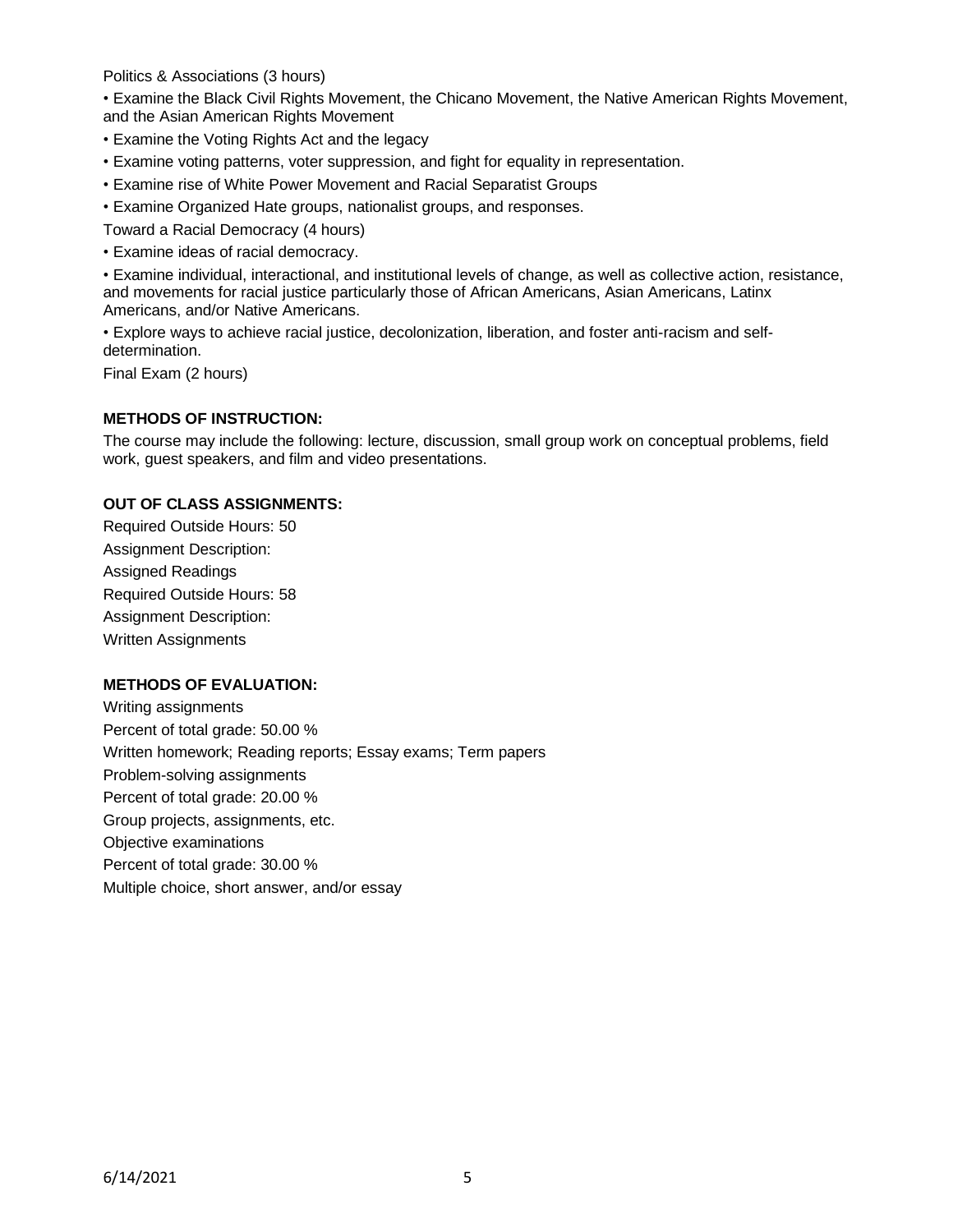Politics & Associations (3 hours)

- Examine the Black Civil Rights Movement, the Chicano Movement, the Native American Rights Movement, and the Asian American Rights Movement
- Examine the Voting Rights Act and the legacy
- Examine voting patterns, voter suppression, and fight for equality in representation.
- Examine rise of White Power Movement and Racial Separatist Groups
- Examine Organized Hate groups, nationalist groups, and responses.

Toward a Racial Democracy (4 hours)

- Examine ideas of racial democracy.
- Examine individual, interactional, and institutional levels of change, as well as collective action, resistance, and movements for racial justice particularly those of African Americans, Asian Americans, Latinx Americans, and/or Native Americans.
- Explore ways to achieve racial justice, decolonization, liberation, and foster anti-racism and self-determination.

Final Exam (2 hours)

**METHODS OF INSTRUCTION:**

The course may include the following: lecture, discussion, small group work on conceptual problems, field work, guest speakers, and film and video presentations.

**OUT OF CLASS ASSIGNMENTS:**

Required Outside Hours: 50
Assignment Description:
Assigned Readings
Required Outside Hours: 58
Assignment Description:
Written Assignments

**METHODS OF EVALUATION:**

Writing assignments
Percent of total grade: 50.00 %
Written homework; Reading reports; Essay exams; Term papers
Problem-solving assignments
Percent of total grade: 20.00 %
Group projects, assignments, etc.
Objective examinations
Percent of total grade: 30.00 %
Multiple choice, short answer, and/or essay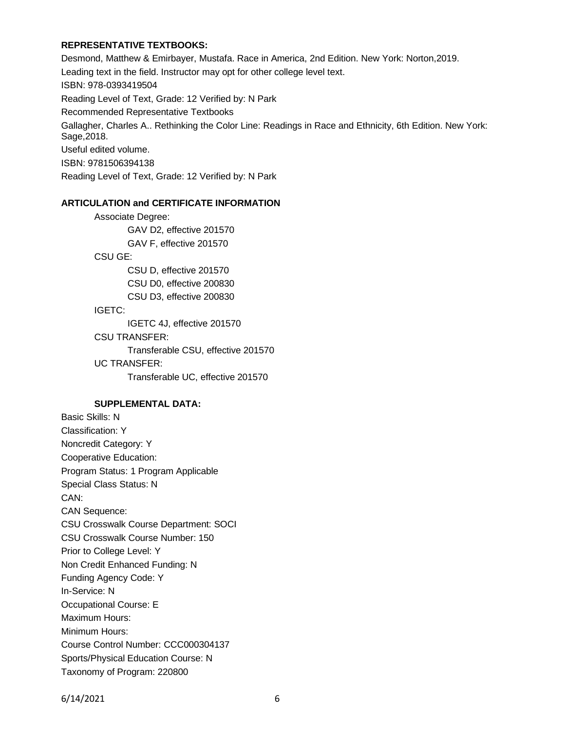**REPRESENTATIVE TEXTBOOKS:**

Desmond, Matthew & Emirbayer, Mustafa. Race in America, 2nd Edition. New York: Norton,2019.

Leading text in the field. Instructor may opt for other college level text.

ISBN: 978-0393419504

Reading Level of Text, Grade: 12 Verified by: N Park

Recommended Representative Textbooks

Gallagher, Charles A.. Rethinking the Color Line: Readings in Race and Ethnicity, 6th Edition. New York: Sage,2018.

Useful edited volume.

ISBN: 9781506394138

Reading Level of Text, Grade: 12 Verified by: N Park

**ARTICULATION and CERTIFICATE INFORMATION**

- Associate Degree:
  - GAV D2, effective 201570
  - GAV F, effective 201570
- CSU GE:
  - CSU D, effective 201570
  - CSU D0, effective 200830
  - CSU D3, effective 200830
- IGETC:
  - IGETC 4J, effective 201570
- CSU TRANSFER:
  - Transferable CSU, effective 201570
- UC TRANSFER:
  - Transferable UC, effective 201570

**SUPPLEMENTAL DATA:**

Basic Skills: N
Classification: Y
Noncredit Category: Y
Cooperative Education:
Program Status: 1 Program Applicable
Special Class Status: N
CAN:
CAN Sequence:
CSU Crosswalk Course Department: SOCI
CSU Crosswalk Course Number: 150
Prior to College Level: Y
Non Credit Enhanced Funding: N
Funding Agency Code: Y
In-Service: N
Occupational Course: E
Maximum Hours:
Minimum Hours:
Course Control Number: CCC000304137
Sports/Physical Education Course: N
Taxonomy of Program: 220800